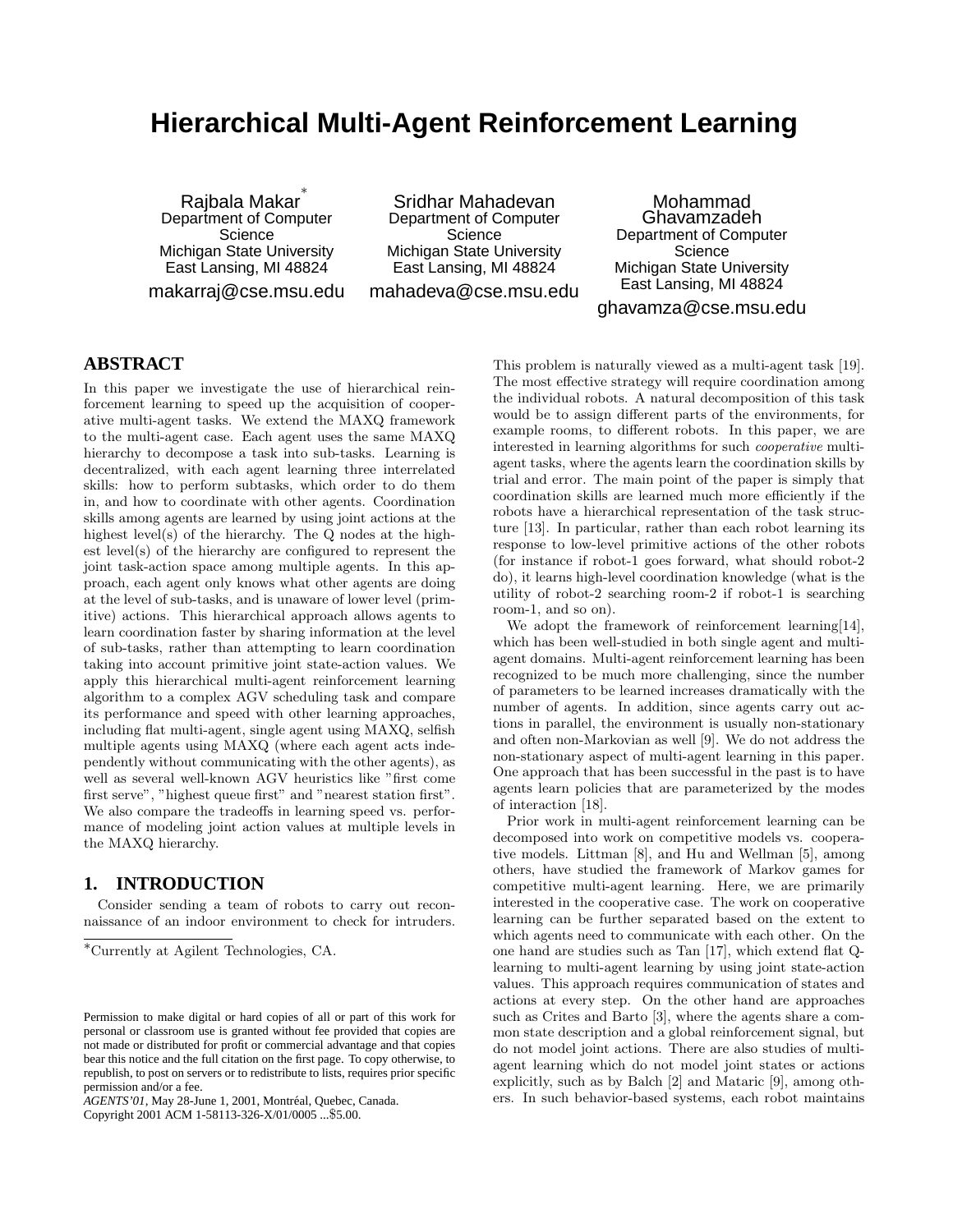# Hierarchical Multi-Agent Reinforcement Learning

Rajbala Makar*
Department of Computer Science
Michigan State University
East Lansing, MI 48824
makarraj@cse.msu.edu

Sridhar Mahadevan
Department of Computer Science
Michigan State University
East Lansing, MI 48824
mahadeva@cse.msu.edu

Mohammad Ghavamzadeh
Department of Computer Science
Michigan State University
East Lansing, MI 48824
ghavamza@cse.msu.edu

## ABSTRACT

In this paper we investigate the use of hierarchical reinforcement learning to speed up the acquisition of cooperative multi-agent tasks. We extend the MAXQ framework to the multi-agent case. Each agent uses the same MAXQ hierarchy to decompose a task into sub-tasks. Learning is decentralized, with each agent learning three interrelated skills: how to perform subtasks, which order to do them in, and how to coordinate with other agents. Coordination skills among agents are learned by using joint actions at the highest level(s) of the hierarchy. The Q nodes at the highest level(s) of the hierarchy are configured to represent the joint task-action space among multiple agents. In this approach, each agent only knows what other agents are doing at the level of sub-tasks, and is unaware of lower level (primitive) actions. This hierarchical approach allows agents to learn coordination faster by sharing information at the level of sub-tasks, rather than attempting to learn coordination taking into account primitive joint state-action values. We apply this hierarchical multi-agent reinforcement learning algorithm to a complex AGV scheduling task and compare its performance and speed with other learning approaches, including flat multi-agent, single agent using MAXQ, selfish multiple agents using MAXQ (where each agent acts independently without communicating with the other agents), as well as several well-known AGV heuristics like "first come first serve", "highest queue first" and "nearest station first". We also compare the tradeoffs in learning speed vs. performance of modeling joint action values at multiple levels in the MAXQ hierarchy.

## 1. INTRODUCTION

Consider sending a team of robots to carry out reconnaissance of an indoor environment to check for intruders. This problem is naturally viewed as a multi-agent task [19]. The most effective strategy will require coordination among the individual robots. A natural decomposition of this task would be to assign different parts of the environments, for example rooms, to different robots. In this paper, we are interested in learning algorithms for such *cooperative* multi-agent tasks, where the agents learn the coordination skills by trial and error. The main point of the paper is simply that coordination skills are learned much more efficiently if the robots have a hierarchical representation of the task structure [13]. In particular, rather than each robot learning its response to low-level primitive actions of the other robots (for instance if robot-1 goes forward, what should robot-2 do), it learns high-level coordination knowledge (what is the utility of robot-2 searching room-2 if robot-1 is searching room-1, and so on).

We adopt the framework of reinforcement learning[14], which has been well-studied in both single agent and multi-agent domains. Multi-agent reinforcement learning has been recognized to be much more challenging, since the number of parameters to be learned increases dramatically with the number of agents. In addition, since agents carry out actions in parallel, the environment is usually non-stationary and often non-Markovian as well [9]. We do not address the non-stationary aspect of multi-agent learning in this paper. One approach that has been successful in the past is to have agents learn policies that are parameterized by the modes of interaction [18].

Prior work in multi-agent reinforcement learning can be decomposed into work on competitive models vs. cooperative models. Littman [8], and Hu and Wellman [5], among others, have studied the framework of Markov games for competitive multi-agent learning. Here, we are primarily interested in the cooperative case. The work on cooperative learning can be further separated based on the extent to which agents need to communicate with each other. On the one hand are studies such as Tan [17], which extend flat Q-learning to multi-agent learning by using joint state-action values. This approach requires communication of states and actions at every step. On the other hand are approaches such as Crites and Barto [3], where the agents share a common state description and a global reinforcement signal, but do not model joint actions. There are also studies of multi-agent learning which do not model joint states or actions explicitly, such as by Balch [2] and Mataric [9], among others. In such behavior-based systems, each robot maintains

*Currently at Agilent Technologies, CA.

Permission to make digital or hard copies of all or part of this work for personal or classroom use is granted without fee provided that copies are not made or distributed for profit or commercial advantage and that copies bear this notice and the full citation on the first page. To copy otherwise, to republish, to post on servers or to redistribute to lists, requires prior specific permission and/or a fee.
*AGENTS'01*, May 28-June 1, 2001, Montréal, Quebec, Canada.
Copyright 2001 ACM 1-58113-326-X/01/0005 ...$5.00.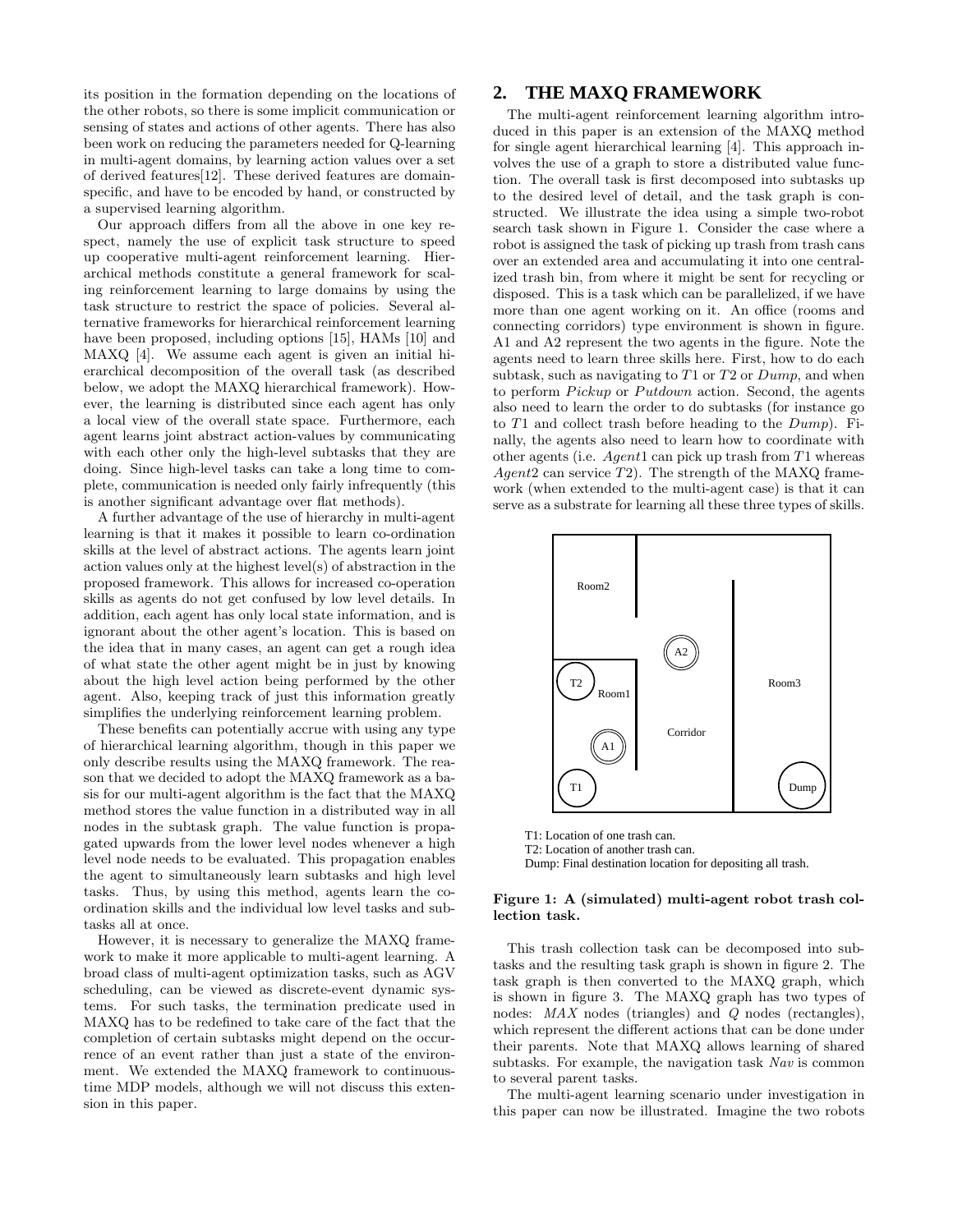its position in the formation depending on the locations of the other robots, so there is some implicit communication or sensing of states and actions of other agents. There has also been work on reducing the parameters needed for Q-learning in multi-agent domains, by learning action values over a set of derived features[12]. These derived features are domain-specific, and have to be encoded by hand, or constructed by a supervised learning algorithm.

Our approach differs from all the above in one key respect, namely the use of explicit task structure to speed up cooperative multi-agent reinforcement learning. Hierarchical methods constitute a general framework for scaling reinforcement learning to large domains by using the task structure to restrict the space of policies. Several alternative frameworks for hierarchical reinforcement learning have been proposed, including options [15], HAMs [10] and MAXQ [4]. We assume each agent is given an initial hierarchical decomposition of the overall task (as described below, we adopt the MAXQ hierarchical framework). However, the learning is distributed since each agent has only a local view of the overall state space. Furthermore, each agent learns joint abstract action-values by communicating with each other only the high-level subtasks that they are doing. Since high-level tasks can take a long time to complete, communication is needed only fairly infrequently (this is another significant advantage over flat methods).

A further advantage of the use of hierarchy in multi-agent learning is that it makes it possible to learn co-ordination skills at the level of abstract actions. The agents learn joint action values only at the highest level(s) of abstraction in the proposed framework. This allows for increased co-operation skills as agents do not get confused by low level details. In addition, each agent has only local state information, and is ignorant about the other agent's location. This is based on the idea that in many cases, an agent can get a rough idea of what state the other agent might be in just by knowing about the high level action being performed by the other agent. Also, keeping track of just this information greatly simplifies the underlying reinforcement learning problem.

These benefits can potentially accrue with using any type of hierarchical learning algorithm, though in this paper we only describe results using the MAXQ framework. The reason that we decided to adopt the MAXQ framework as a basis for our multi-agent algorithm is the fact that the MAXQ method stores the value function in a distributed way in all nodes in the subtask graph. The value function is propagated upwards from the lower level nodes whenever a high level node needs to be evaluated. This propagation enables the agent to simultaneously learn subtasks and high level tasks. Thus, by using this method, agents learn the co-ordination skills and the individual low level tasks and subtasks all at once.

However, it is necessary to generalize the MAXQ framework to make it more applicable to multi-agent learning. A broad class of multi-agent optimization tasks, such as AGV scheduling, can be viewed as discrete-event dynamic systems. For such tasks, the termination predicate used in MAXQ has to be redefined to take care of the fact that the completion of certain subtasks might depend on the occurrence of an event rather than just a state of the environment. We extended the MAXQ framework to continuous-time MDP models, although we will not discuss this extension in this paper.

## 2. THE MAXQ FRAMEWORK

The multi-agent reinforcement learning algorithm introduced in this paper is an extension of the MAXQ method for single agent hierarchical learning [4]. This approach involves the use of a graph to store a distributed value function. The overall task is first decomposed into subtasks up to the desired level of detail, and the task graph is constructed. We illustrate the idea using a simple two-robot search task shown in Figure 1. Consider the case where a robot is assigned the task of picking up trash from trash cans over an extended area and accumulating it into one centralized trash bin, from where it might be sent for recycling or disposed. This is a task which can be parallelized, if we have more than one agent working on it. An office (rooms and connecting corridors) type environment is shown in figure. A1 and A2 represent the two agents in the figure. Note the agents need to learn three skills here. First, how to do each subtask, such as navigating to $T1$ or $T2$ or *Dump*, and when to perform *Pickup* or *Putdown* action. Second, the agents also need to learn the order to do subtasks (for instance go to $T1$ and collect trash before heading to the *Dump*). Finally, the agents also need to learn how to coordinate with other agents (i.e. *Agent*1 can pick up trash from $T1$ whereas *Agent*2 can service $T2$). The strength of the MAXQ framework (when extended to the multi-agent case) is that it can serve as a substrate for learning all these three types of skills.

T1: Location of one trash can.
T2: Location of another trash can.
Dump: Final destination location for depositing all trash.

**Figure 1: A (simulated) multi-agent robot trash collection task.**

This trash collection task can be decomposed into subtasks and the resulting task graph is shown in figure 2. The task graph is then converted to the MAXQ graph, which is shown in figure 3. The MAXQ graph has two types of nodes: *MAX* nodes (triangles) and *Q* nodes (rectangles), which represent the different actions that can be done under their parents. Note that MAXQ allows learning of shared subtasks. For example, the navigation task *Nav* is common to several parent tasks.

The multi-agent learning scenario under investigation in this paper can now be illustrated. Imagine the two robots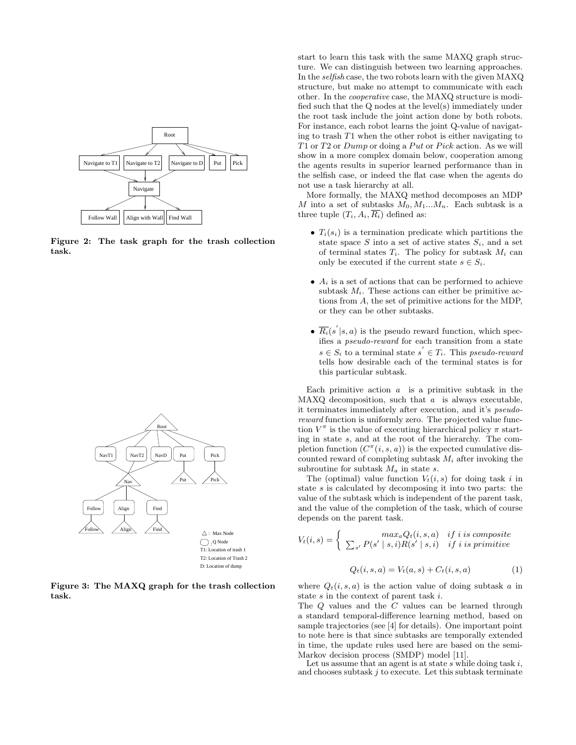Figure 2: The task graph for the trash collection task.

Figure 3: The MAXQ graph for the trash collection task.

start to learn this task with the same MAXQ graph structure. We can distinguish between two learning approaches. In the *selfish* case, the two robots learn with the given MAXQ structure, but make no attempt to communicate with each other. In the *cooperative* case, the MAXQ structure is modified such that the Q nodes at the level(s) immediately under the root task include the joint action done by both robots. For instance, each robot learns the joint Q-value of navigating to trash $T1$ when the other robot is either navigating to $T1$ or $T2$ or $Dump$ or doing a $Put$ or $Pick$ action. As we will show in a more complex domain below, cooperation among the agents results in superior learned performance than in the selfish case, or indeed the flat case when the agents do not use a task hierarchy at all.

More formally, the MAXQ method decomposes an MDP $M$ into a set of subtasks $M_0, M_1 ... M_n$. Each subtask is a three tuple $(T_i, A_i, \overline{R_i})$ defined as:

- $T_i(s_i)$ is a termination predicate which partitions the state space $S$ into a set of active states $S_i$, and a set of terminal states $T_i$. The policy for subtask $M_i$ can only be executed if the current state $s \in S_i$.
- $A_i$ is a set of actions that can be performed to achieve subtask $M_i$. These actions can either be primitive actions from $A$, the set of primitive actions for the MDP, or they can be other subtasks.
- $\overline{R_i}(s^{'}|s, a)$ is the pseudo reward function, which specifies a *pseudo-reward* for each transition from a state $s \in S_i$ to a terminal state $s^{'} \in T_i$. This *pseudo-reward* tells how desirable each of the terminal states is for this particular subtask.

Each primitive action $a$ is a primitive subtask in the MAXQ decomposition, such that $a$ is always executable, it terminates immediately after execution, and it's *pseudo-reward* function is uniformly zero. The projected value function $V^{\pi}$ is the value of executing hierarchical policy $\pi$ starting in state $s$, and at the root of the hierarchy. The completion function ($C^{\pi}(i, s, a)$) is the expected cumulative discounted reward of completing subtask $M_i$ after invoking the subroutine for subtask $M_a$ in state $s$.

The (optimal) value function $V_t(i, s)$ for doing task $i$ in state $s$ is calculated by decomposing it into two parts: the value of the subtask which is independent of the parent task, and the value of the completion of the task, which of course depends on the parent task.

$$V_t(i,s) = \begin{cases} max_a Q_t(i,s,a) & if\ i\ is\ composite \\ \sum_{s'} P(s' \mid s,i) R(s' \mid s,i) & if\ i\ is\ primitive \end{cases}$$

$$Q_t(i,s,a) = V_t(a,s) + C_t(i,s,a) \tag{1}$$

where $Q_t(i, s, a)$ is the action value of doing subtask $a$ in state $s$ in the context of parent task $i$.

The $Q$ values and the $C$ values can be learned through a standard temporal-difference learning method, based on sample trajectories (see [4] for details). One important point to note here is that since subtasks are temporally extended in time, the update rules used here are based on the semi-Markov decision process (SMDP) model [11].

Let us assume that an agent is at state $s$ while doing task $i$, and chooses subtask $j$ to execute. Let this subtask terminate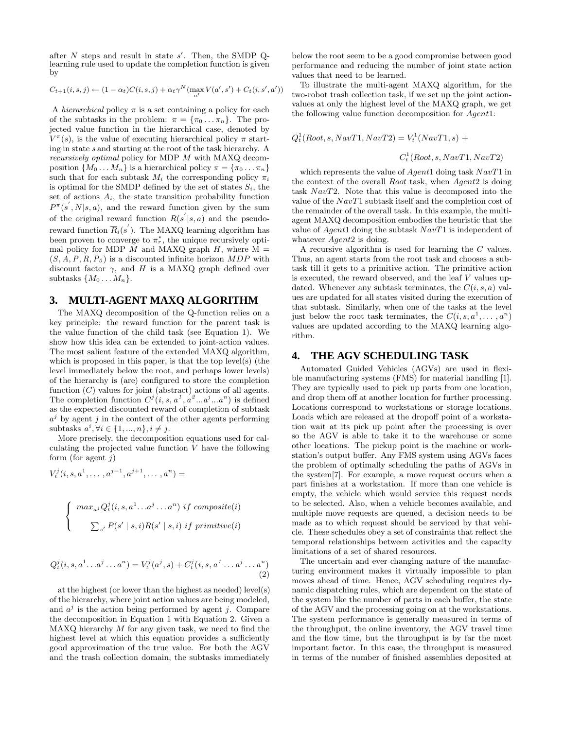after $N$ steps and result in state $s'$. Then, the SMDP Q-learning rule used to update the completion function is given by

$$C_{t+1}(i,s,j) \leftarrow (1-\alpha_t)C(i,s,j) + \alpha_t \gamma^N (\max_{a'} V(a',s') + C_t(i,s',a'))$$

A *hierarchical* policy $\pi$ is a set containing a policy for each of the subtasks in the problem: $\pi = \{\pi_0 \ldots \pi_n\}$. The projected value function in the hierarchical case, denoted by $V^{\pi}(s)$, is the value of executing hierarchical policy $\pi$ starting in state $s$ and starting at the root of the task hierarchy. A *recursively optimal* policy for MDP $M$ with MAXQ decomposition $\{M_0 \ldots M_n\}$ is a hierarchical policy $\pi = \{\pi_0 \ldots \pi_n\}$ such that for each subtask $M_i$ the corresponding policy $\pi_i$ is optimal for the SMDP defined by the set of states $S_i$, the set of actions $A_i$, the state transition probability function $P^{\pi}(s', N|s,a)$, and the reward function given by the sum of the original reward function $R(s'|s,a)$ and the pseudo-reward function $\overline{R}_i(s')$. The MAXQ learning algorithm has been proven to converge to $\pi_r^*$, the unique recursively optimal policy for MDP $M$ and MAXQ graph $H$, where M = $(S, A, P, R, P_0)$ is a discounted infinite horizon $MDP$ with discount factor $\gamma$, and $H$ is a MAXQ graph defined over subtasks $\{M_0 \ldots M_n\}$.

## 3. MULTI-AGENT MAXQ ALGORITHM

The MAXQ decomposition of the Q-function relies on a key principle: the reward function for the parent task is the value function of the child task (see Equation 1). We show how this idea can be extended to joint-action values. The most salient feature of the extended MAXQ algorithm, which is proposed in this paper, is that the top level(s) (the level immediately below the root, and perhaps lower levels) of the hierarchy is (are) configured to store the completion function ($C$) values for joint (abstract) actions of all agents. The completion function $C^j(i, s, a^1, a^2 \ldots a^j \ldots a^n)$ is defined as the expected discounted reward of completion of subtask $a^j$ by agent $j$ in the context of the other agents performing subtasks $a^i, \forall i \in \{1, \ldots, n\}, i \neq j$.

More precisely, the decomposition equations used for calculating the projected value function $V$ have the following form (for agent $j$)

$$V_t^j(i, s, a^1, \ldots, a^{j-1}, a^{j+1}, \ldots, a^n) =$$

$$\begin{cases} max_{a^j} Q_t^j(i, s, a^1 \ldots a^j \ldots a^n) \ if \ composite(i) \\ \sum_{s'} P(s' \mid s, i) R(s' \mid s, i) \ if \ primitive(i) \end{cases}$$

$$Q_t^j(i, s, a^1 \ldots a^j \ldots a^n) = V_t^j(a^j, s) + C_t^j(i, s, a^1 \ldots a^j \ldots a^n) \quad (2)$$

at the highest (or lower than the highest as needed) level(s) of the hierarchy, where joint action values are being modeled, and $a^j$ is the action being performed by agent $j$. Compare the decomposition in Equation 1 with Equation 2. Given a MAXQ hierarchy $M$ for any given task, we need to find the highest level at which this equation provides a sufficiently good approximation of the true value. For both the AGV and the trash collection domain, the subtasks immediately below the root seem to be a good compromise between good performance and reducing the number of joint state action values that need to be learned.

To illustrate the multi-agent MAXQ algorithm, for the two-robot trash collection task, if we set up the joint action-values at only the highest level of the MAXQ graph, we get the following value function decomposition for $Agent1$:

$$Q_t^1(Root, s, NavT1, NavT2) = V_t^1(NavT1, s) + C_t^1(Root, s, NavT1, NavT2)$$

which represents the value of $Agent1$ doing task $NavT1$ in the context of the overall $Root$ task, when $Agent2$ is doing task $NavT2$. Note that this value is decomposed into the value of the $NavT1$ subtask itself and the completion cost of the remainder of the overall task. In this example, the multi-agent MAXQ decomposition embodies the heuristic that the value of $Agent1$ doing the subtask $NavT1$ is independent of whatever $Agent2$ is doing.

A recursive algorithm is used for learning the $C$ values. Thus, an agent starts from the root task and chooses a subtask till it gets to a primitive action. The primitive action is executed, the reward observed, and the leaf $V$ values updated. Whenever any subtask terminates, the $C(i, s, a)$ values are updated for all states visited during the execution of that subtask. Similarly, when one of the tasks at the level just below the root task terminates, the $C(i, s, a^1, \ldots, a^n)$ values are updated according to the MAXQ learning algorithm.

## 4. THE AGV SCHEDULING TASK

Automated Guided Vehicles (AGVs) are used in flexible manufacturing systems (FMS) for material handling [1]. They are typically used to pick up parts from one location, and drop them off at another location for further processing. Locations correspond to workstations or storage locations. Loads which are released at the dropoff point of a workstation wait at its pick up point after the processing is over so the AGV is able to take it to the warehouse or some other locations. The pickup point is the machine or workstation's output buffer. Any FMS system using AGVs faces the problem of optimally scheduling the paths of AGVs in the system[7]. For example, a move request occurs when a part finishes at a workstation. If more than one vehicle is empty, the vehicle which would service this request needs to be selected. Also, when a vehicle becomes available, and multiple move requests are queued, a decision needs to be made as to which request should be serviced by that vehicle. These schedules obey a set of constraints that reflect the temporal relationships between activities and the capacity limitations of a set of shared resources.

The uncertain and ever changing nature of the manufacturing environment makes it virtually impossible to plan moves ahead of time. Hence, AGV scheduling requires dynamic dispatching rules, which are dependent on the state of the system like the number of parts in each buffer, the state of the AGV and the processing going on at the workstations. The system performance is generally measured in terms of the throughput, the online inventory, the AGV travel time and the flow time, but the throughput is by far the most important factor. In this case, the throughput is measured in terms of the number of finished assemblies deposited at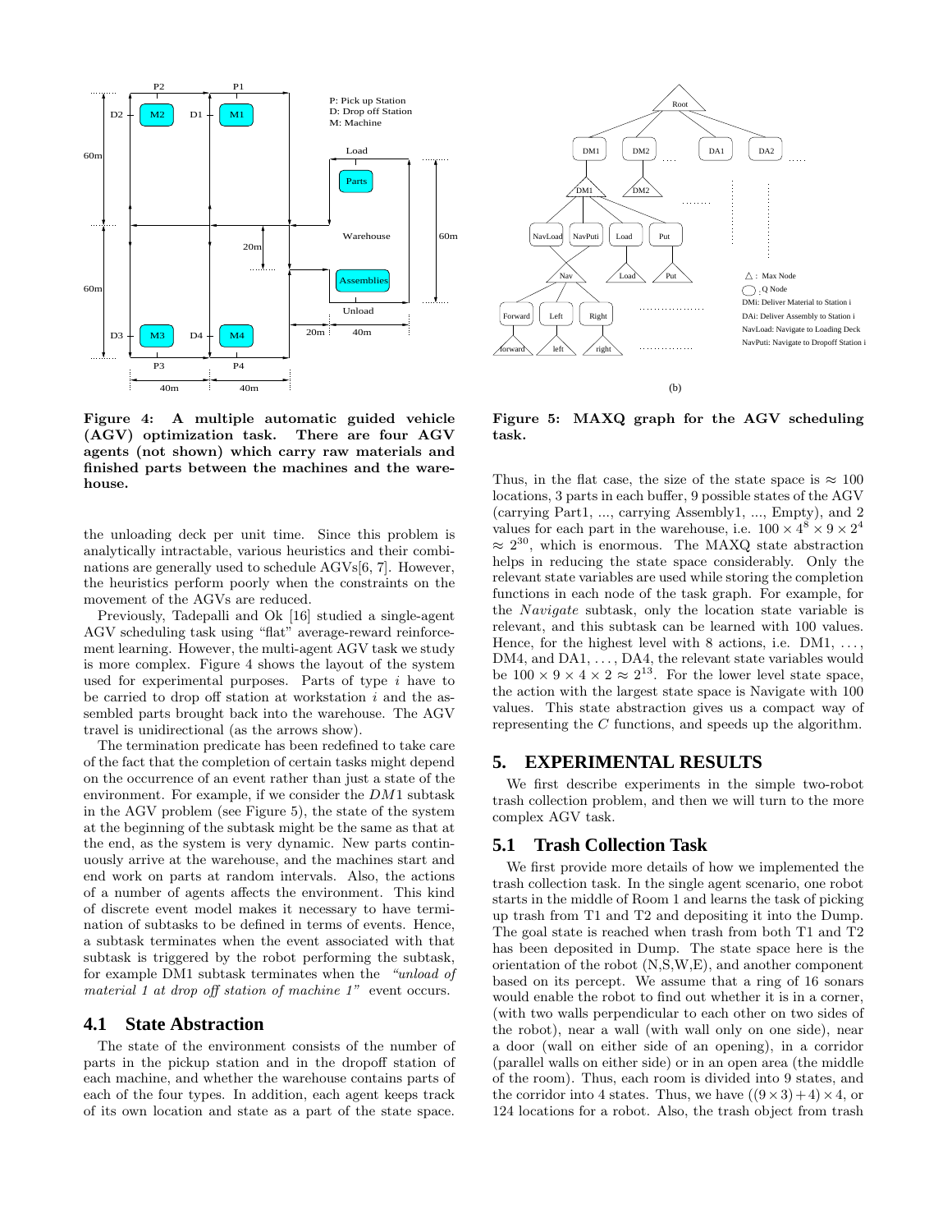Figure 4: A multiple automatic guided vehicle (AGV) optimization task. There are four AGV agents (not shown) which carry raw materials and finished parts between the machines and the warehouse.

Figure 5: MAXQ graph for the AGV scheduling task.

the unloading deck per unit time. Since this problem is analytically intractable, various heuristics and their combinations are generally used to schedule AGVs[6, 7]. However, the heuristics perform poorly when the constraints on the movement of the AGVs are reduced.

Previously, Tadepalli and Ok [16] studied a single-agent AGV scheduling task using "flat" average-reward reinforcement learning. However, the multi-agent AGV task we study is more complex. Figure 4 shows the layout of the system used for experimental purposes. Parts of type $i$ have to be carried to drop off station at workstation $i$ and the assembled parts brought back into the warehouse. The AGV travel is unidirectional (as the arrows show).

The termination predicate has been redefined to take care of the fact that the completion of certain tasks might depend on the occurrence of an event rather than just a state of the environment. For example, if we consider the $DM1$ subtask in the AGV problem (see Figure 5), the state of the system at the beginning of the subtask might be the same as that at the end, as the system is very dynamic. New parts continuously arrive at the warehouse, and the machines start and end work on parts at random intervals. Also, the actions of a number of agents affects the environment. This kind of discrete event model makes it necessary to have termination of subtasks to be defined in terms of events. Hence, a subtask terminates when the event associated with that subtask is triggered by the robot performing the subtask, for example DM1 subtask terminates when the *"unload of material 1 at drop off station of machine 1"* event occurs.

## 4.1 State Abstraction

The state of the environment consists of the number of parts in the pickup station and in the dropoff station of each machine, and whether the warehouse contains parts of each of the four types. In addition, each agent keeps track of its own location and state as a part of the state space. Thus, in the flat case, the size of the state space is $\approx 100$ locations, 3 parts in each buffer, 9 possible states of the AGV (carrying Part1, ..., carrying Assembly1, ..., Empty), and 2 values for each part in the warehouse, i.e. $100 \times 4^8 \times 9 \times 2^4 \approx 2^{30}$, which is enormous. The MAXQ state abstraction helps in reducing the state space considerably. Only the relevant state variables are used while storing the completion functions in each node of the task graph. For example, for the *Navigate* subtask, only the location state variable is relevant, and this subtask can be learned with 100 values. Hence, for the highest level with 8 actions, i.e. DM1, ..., DM4, and DA1, ..., DA4, the relevant state variables would be $100 \times 9 \times 4 \times 2 \approx 2^{13}$. For the lower level state space, the action with the largest state space is Navigate with 100 values. This state abstraction gives us a compact way of representing the $C$ functions, and speeds up the algorithm.

# 5. EXPERIMENTAL RESULTS

We first describe experiments in the simple two-robot trash collection problem, and then we will turn to the more complex AGV task.

## 5.1 Trash Collection Task

We first provide more details of how we implemented the trash collection task. In the single agent scenario, one robot starts in the middle of Room 1 and learns the task of picking up trash from T1 and T2 and depositing it into the Dump. The goal state is reached when trash from both T1 and T2 has been deposited in Dump. The state space here is the orientation of the robot (N,S,W,E), and another component based on its percept. We assume that a ring of 16 sonars would enable the robot to find out whether it is in a corner, (with two walls perpendicular to each other on two sides of the robot), near a wall (with wall only on one side), near a door (wall on either side of an opening), in a corridor (parallel walls on either side) or in an open area (the middle of the room). Thus, each room is divided into 9 states, and the corridor into 4 states. Thus, we have $((9 \times 3) + 4) \times 4$, or 124 locations for a robot. Also, the trash object from trash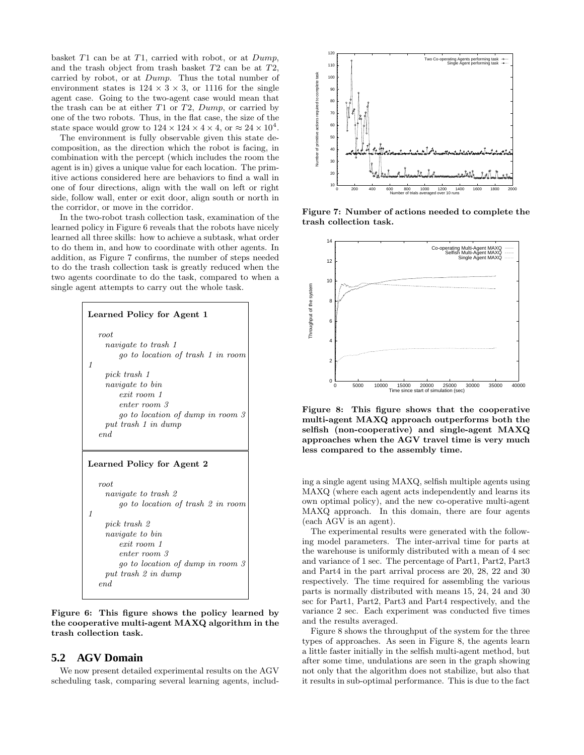basket $T1$ can be at $T1$, carried with robot, or at *Dump*, and the trash object from trash basket $T2$ can be at $T2$, carried by robot, or at *Dump*. Thus the total number of environment states is $124 \times 3 \times 3$, or 1116 for the single agent case. Going to the two-agent case would mean that the trash can be at either $T1$ or $T2$, *Dump*, or carried by one of the two robots. Thus, in the flat case, the size of the state space would grow to $124 \times 124 \times 4 \times 4$, or $\approx 24 \times 10^4$.

The environment is fully observable given this state decomposition, as the direction which the robot is facing, in combination with the percept (which includes the room the agent is in) gives a unique value for each location. The primitive actions considered here are behaviors to find a wall in one of four directions, align with the wall on left or right side, follow wall, enter or exit door, align south or north in the corridor, or move in the corridor.

In the two-robot trash collection task, examination of the learned policy in Figure 6 reveals that the robots have nicely learned all three skills: how to achieve a subtask, what order to do them in, and how to coordinate with other agents. In addition, as Figure 7 confirms, the number of steps needed to do the trash collection task is greatly reduced when the two agents coordinate to do the task, compared to when a single agent attempts to carry out the whole task.

**Learned Policy for Agent 1**

*root*
*navigate to trash 1*
*go to location of trash 1 in room 1*
*pick trash 1*
*navigate to bin*
*exit room 1*
*enter room 3*
*go to location of dump in room 3*
*put trash 1 in dump*
*end*

**Learned Policy for Agent 2**

*root*
*navigate to trash 2*
*go to location of trash 2 in room 1*
*pick trash 2*
*navigate to bin*
*exit room 1*
*enter room 3*
*go to location of dump in room 3*
*put trash 2 in dump*
*end*

**Figure 6: This figure shows the policy learned by the cooperative multi-agent MAXQ algorithm in the trash collection task.**

## 5.2 AGV Domain

We now present detailed experimental results on the AGV scheduling task, comparing several learning agents, including a single agent using MAXQ, selfish multiple agents using MAXQ (where each agent acts independently and learns its own optimal policy), and the new co-operative multi-agent MAXQ approach. In this domain, there are four agents (each AGV is an agent).

**Figure 7: Number of actions needed to complete the trash collection task.**

**Figure 8: This figure shows that the cooperative multi-agent MAXQ approach outperforms both the selfish (non-cooperative) and single-agent MAXQ approaches when the AGV travel time is very much less compared to the assembly time.**

The experimental results were generated with the following model parameters. The inter-arrival time for parts at the warehouse is uniformly distributed with a mean of 4 sec and variance of 1 sec. The percentage of Part1, Part2, Part3 and Part4 in the part arrival process are 20, 28, 22 and 30 respectively. The time required for assembling the various parts is normally distributed with means 15, 24, 24 and 30 sec for Part1, Part2, Part3 and Part4 respectively, and the variance 2 sec. Each experiment was conducted five times and the results averaged.

Figure 8 shows the throughput of the system for the three types of approaches. As seen in Figure 8, the agents learn a little faster initially in the selfish multi-agent method, but after some time, undulations are seen in the graph showing not only that the algorithm does not stabilize, but also that it results in sub-optimal performance. This is due to the fact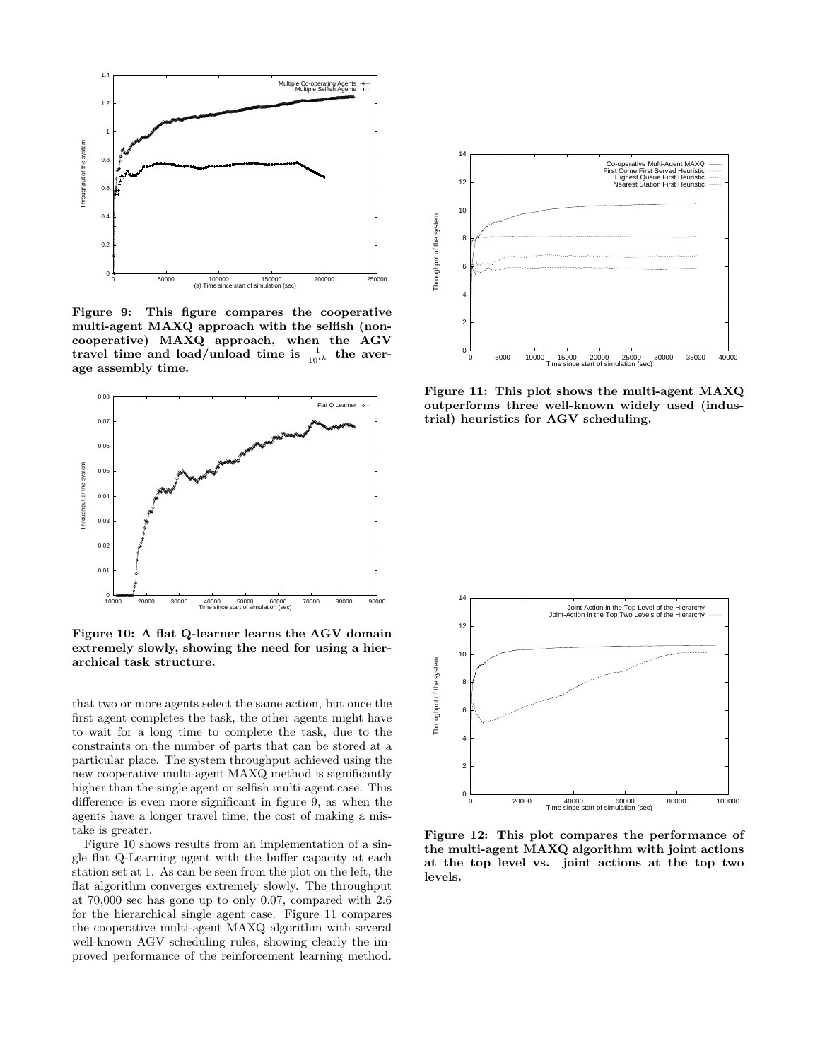**Figure 9: This figure compares the cooperative multi-agent MAXQ approach with the selfish (non-cooperative) MAXQ approach, when the AGV travel time and load/unload time is $\frac{1}{10^{th}}$ the average assembly time.**

**Figure 10: A flat Q-learner learns the AGV domain extremely slowly, showing the need for using a hierarchical task structure.**

that two or more agents select the same action, but once the first agent completes the task, the other agents might have to wait for a long time to complete the task, due to the constraints on the number of parts that can be stored at a particular place. The system throughput achieved using the new cooperative multi-agent MAXQ method is significantly higher than the single agent or selfish multi-agent case. This difference is even more significant in figure 9, as when the agents have a longer travel time, the cost of making a mistake is greater.

Figure 10 shows results from an implementation of a single flat Q-Learning agent with the buffer capacity at each station set at 1. As can be seen from the plot on the left, the flat algorithm converges extremely slowly. The throughput at 70,000 sec has gone up to only 0.07, compared with 2.6 for the hierarchical single agent case. Figure 11 compares the cooperative multi-agent MAXQ algorithm with several well-known AGV scheduling rules, showing clearly the improved performance of the reinforcement learning method.

**Figure 11: This plot shows the multi-agent MAXQ outperforms three well-known widely used (industrial) heuristics for AGV scheduling.**

**Figure 12: This plot compares the performance of the multi-agent MAXQ algorithm with joint actions at the top level vs. joint actions at the top two levels.**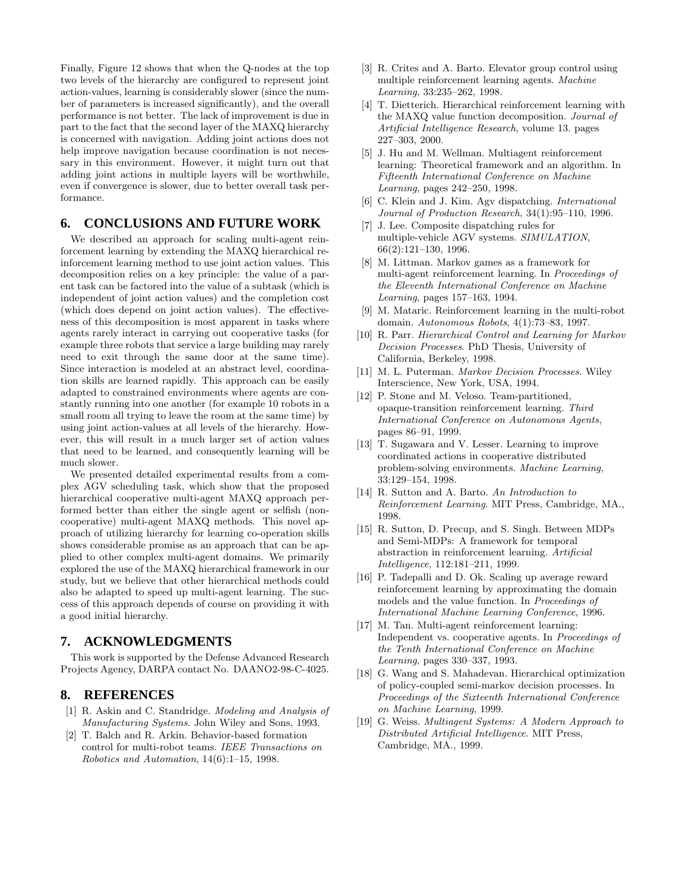Finally, Figure 12 shows that when the Q-nodes at the top two levels of the hierarchy are configured to represent joint action-values, learning is considerably slower (since the number of parameters is increased significantly), and the overall performance is not better. The lack of improvement is due in part to the fact that the second layer of the MAXQ hierarchy is concerned with navigation. Adding joint actions does not help improve navigation because coordination is not necessary in this environment. However, it might turn out that adding joint actions in multiple layers will be worthwhile, even if convergence is slower, due to better overall task performance.

## 6. CONCLUSIONS AND FUTURE WORK

We described an approach for scaling multi-agent reinforcement learning by extending the MAXQ hierarchical reinforcement learning method to use joint action values. This decomposition relies on a key principle: the value of a parent task can be factored into the value of a subtask (which is independent of joint action values) and the completion cost (which does depend on joint action values). The effectiveness of this decomposition is most apparent in tasks where agents rarely interact in carrying out cooperative tasks (for example three robots that service a large building may rarely need to exit through the same door at the same time). Since interaction is modeled at an abstract level, coordination skills are learned rapidly. This approach can be easily adapted to constrained environments where agents are constantly running into one another (for example 10 robots in a small room all trying to leave the room at the same time) by using joint action-values at all levels of the hierarchy. However, this will result in a much larger set of action values that need to be learned, and consequently learning will be much slower.

We presented detailed experimental results from a complex AGV scheduling task, which show that the proposed hierarchical cooperative multi-agent MAXQ approach performed better than either the single agent or selfish (non-cooperative) multi-agent MAXQ methods. This novel approach of utilizing hierarchy for learning co-operation skills shows considerable promise as an approach that can be applied to other complex multi-agent domains. We primarily explored the use of the MAXQ hierarchical framework in our study, but we believe that other hierarchical methods could also be adapted to speed up multi-agent learning. The success of this approach depends of course on providing it with a good initial hierarchy.

## 7. ACKNOWLEDGMENTS

This work is supported by the Defense Advanced Research Projects Agency, DARPA contact No. DAANO2-98-C-4025.

## 8. REFERENCES

[1] R. Askin and C. Standridge. *Modeling and Analysis of Manufacturing Systems*. John Wiley and Sons, 1993.

[2] T. Balch and R. Arkin. Behavior-based formation control for multi-robot teams. *IEEE Transactions on Robotics and Automation*, 14(6):1–15, 1998.

[3] R. Crites and A. Barto. Elevator group control using multiple reinforcement learning agents. *Machine Learning*, 33:235–262, 1998.

[4] T. Dietterich. Hierarchical reinforcement learning with the MAXQ value function decomposition. *Journal of Artificial Intelligence Research*, volume 13. pages 227–303, 2000.

[5] J. Hu and M. Wellman. Multiagent reinforcement learning: Theoretical framework and an algorithm. In *Fifteenth International Conference on Machine Learning*, pages 242–250, 1998.

[6] C. Klein and J. Kim. Agv dispatching. *International Journal of Production Research*, 34(1):95–110, 1996.

[7] J. Lee. Composite dispatching rules for multiple-vehicle AGV systems. *SIMULATION*, 66(2):121–130, 1996.

[8] M. Littman. Markov games as a framework for multi-agent reinforcement learning. In *Proceedings of the Eleventh International Conference on Machine Learning*, pages 157–163, 1994.

[9] M. Mataric. Reinforcement learning in the multi-robot domain. *Autonomous Robots*, 4(1):73–83, 1997.

[10] R. Parr. *Hierarchical Control and Learning for Markov Decision Processes*. PhD Thesis, University of California, Berkeley, 1998.

[11] M. L. Puterman. *Markov Decision Processes*. Wiley Interscience, New York, USA, 1994.

[12] P. Stone and M. Veloso. Team-partitioned, opaque-transition reinforcement learning. *Third International Conference on Autonomous Agents*, pages 86–91, 1999.

[13] T. Sugawara and V. Lesser. Learning to improve coordinated actions in cooperative distributed problem-solving environments. *Machine Learning*, 33:129–154, 1998.

[14] R. Sutton and A. Barto. *An Introduction to Reinforcement Learning*. MIT Press, Cambridge, MA., 1998.

[15] R. Sutton, D. Precup, and S. Singh. Between MDPs and Semi-MDPs: A framework for temporal abstraction in reinforcement learning. *Artificial Intelligence*, 112:181–211, 1999.

[16] P. Tadepalli and D. Ok. Scaling up average reward reinforcement learning by approximating the domain models and the value function. In *Proceedings of International Machine Learning Conference*, 1996.

[17] M. Tan. Multi-agent reinforcement learning: Independent vs. cooperative agents. In *Proceedings of the Tenth International Conference on Machine Learning*, pages 330–337, 1993.

[18] G. Wang and S. Mahadevan. Hierarchical optimization of policy-coupled semi-markov decision processes. In *Proceedings of the Sixteenth International Conference on Machine Learning*, 1999.

[19] G. Weiss. *Multiagent Systems: A Modern Approach to Distributed Artificial Intelligence*. MIT Press, Cambridge, MA., 1999.